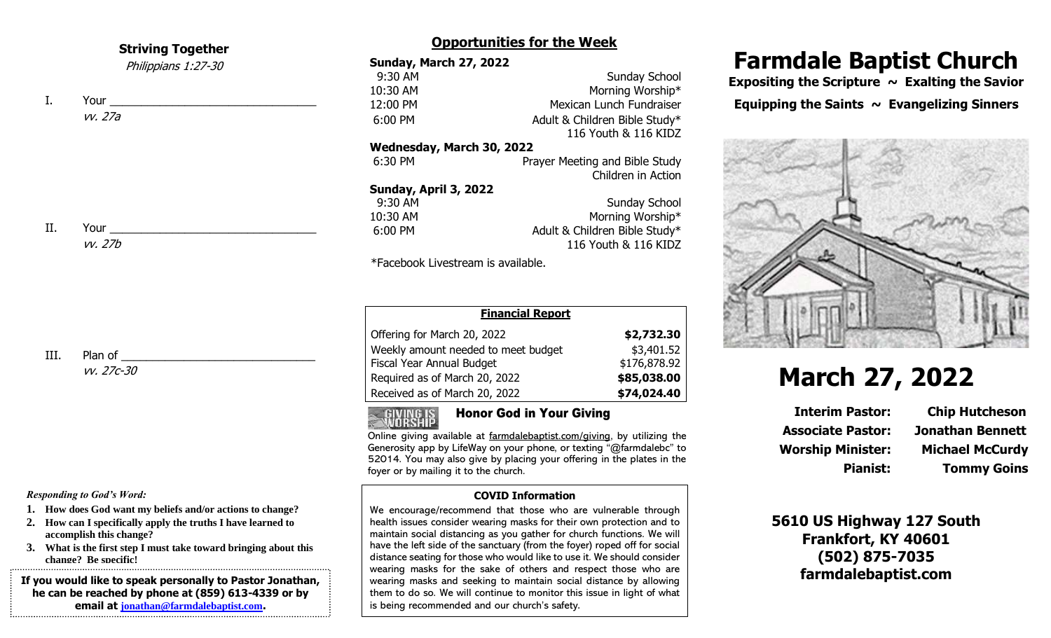## Striving Together

*Philippians 1:27-30*

I. Your ________________________________
*vv. 27a*

II. Your ________________________________
*vv. 27b*

III. Plan of ______________________________
*vv. 27c-30*

***Responding to God's Word:***

1. **How does God want my beliefs and/or actions to change?**
2. **How can I specifically apply the truths I have learned to accomplish this change?**
3. **What is the first step I must take toward bringing about this change? Be specific!**

**If you would like to speak personally to Pastor Jonathan, he can be reached by phone at (859) 613-4339 or by email at jonathan@farmdalebaptist.com.**

## Opportunities for the Week

**Sunday, March 27, 2022**

| | |
|---|---|
| 9:30 AM | Sunday School |
| 10:30 AM | Morning Worship* |
| 12:00 PM | Mexican Lunch Fundraiser |
| 6:00 PM | Adult & Children Bible Study* 116 Youth & 116 KIDZ |

**Wednesday, March 30, 2022**

| | |
|---|---|
| 6:30 PM | Prayer Meeting and Bible Study Children in Action |

**Sunday, April 3, 2022**

| | |
|---|---|
| 9:30 AM | Sunday School |
| 10:30 AM | Morning Worship* |
| 6:00 PM | Adult & Children Bible Study* 116 Youth & 116 KIDZ |

*Facebook Livestream is available.

| Financial Report | |
|---|---|
| Offering for March 20, 2022 | **$2,732.30** |
| Weekly amount needed to meet budget | $3,401.52 |
| Fiscal Year Annual Budget | $176,878.92 |
| Required as of March 20, 2022 | **$85,038.00** |
| Received as of March 20, 2022 | **$74,024.40** |

**GIVING IS WORSHIP**

### Honor God in Your Giving

Online giving available at farmdalebaptist.com/giving, by utilizing the Generosity app by LifeWay on your phone, or texting "@farmdalebc" to 52014. You may also give by placing your offering in the plates in the foyer or by mailing it to the church.

### COVID Information

We encourage/recommend that those who are vulnerable through health issues consider wearing masks for their own protection and to maintain social distancing as you gather for church functions. We will have the left side of the sanctuary (from the foyer) roped off for social distance seating for those who would like to use it. We should consider wearing masks for the sake of others and respect those who are wearing masks and seeking to maintain social distance by allowing them to do so. We will continue to monitor this issue in light of what is being recommended and our church's safety.

# Farmdale Baptist Church

**Expositing the Scripture ~ Exalting the Savior**

**Equipping the Saints ~ Evangelizing Sinners**

# March 27, 2022

| | |
|---|---|
| **Interim Pastor:** | **Chip Hutcheson** |
| **Associate Pastor:** | **Jonathan Bennett** |
| **Worship Minister:** | **Michael McCurdy** |
| **Pianist:** | **Tommy Goins** |

**5610 US Highway 127 South**
**Frankfort, KY 40601**
**(502) 875-7035**
**farmdalebaptist.com**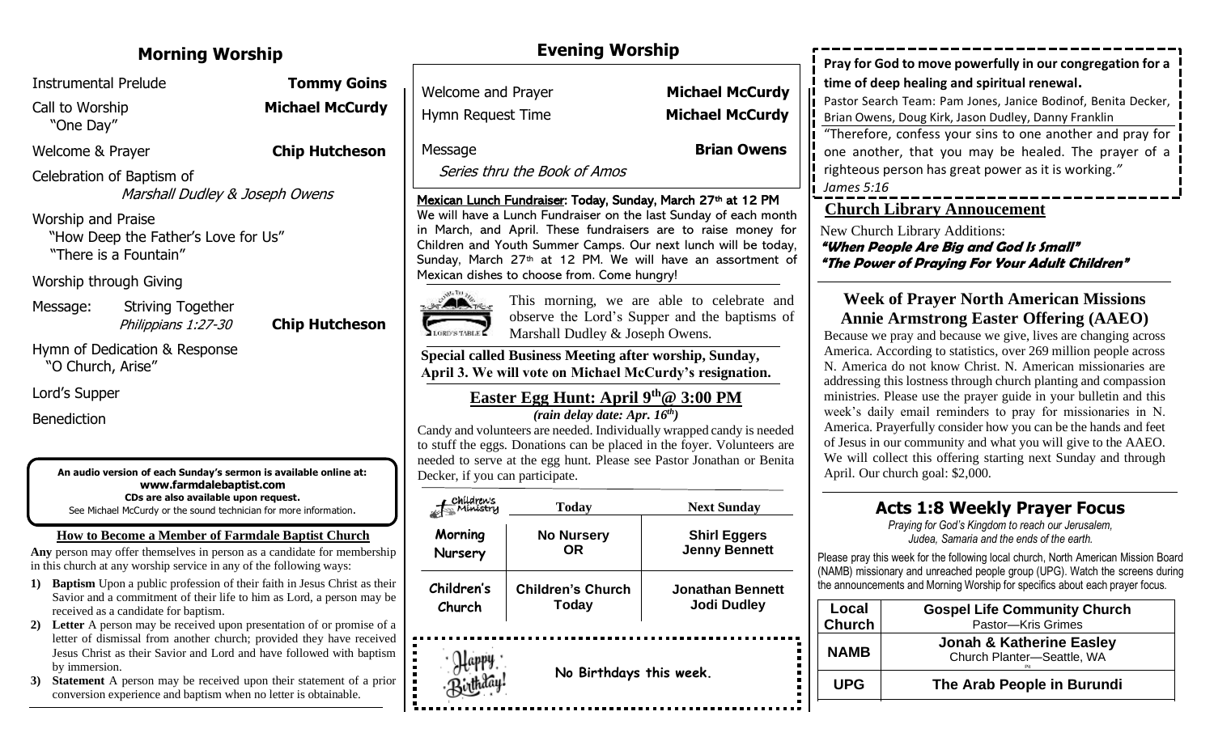## Morning Worship

| | |
|---|---|
| Instrumental Prelude | **Tommy Goins** |
| Call to Worship "One Day" | **Michael McCurdy** |
| Welcome & Prayer | **Chip Hutcheson** |

Celebration of Baptism of
*Marshall Dudley & Joseph Owens*

Worship and Praise
"How Deep the Father's Love for Us"
"There is a Fountain"

Worship through Giving

Message: Striving Together
*Philippians 1:27-30* **Chip Hutcheson**

Hymn of Dedication & Response
"O Church, Arise"

Lord's Supper

Benediction

**An audio version of each Sunday's sermon is available online at:**
**www.farmdalebaptist.com**
**CDs are also available upon request.**
See Michael McCurdy or the sound technician for more information.

### How to Become a Member of Farmdale Baptist Church

**Any** person may offer themselves in person as a candidate for membership in this church at any worship service in any of the following ways:

1) **Baptism** Upon a public profession of their faith in Jesus Christ as their Savior and a commitment of their life to him as Lord, a person may be received as a candidate for baptism.
2) **Letter** A person may be received upon presentation of or promise of a letter of dismissal from another church; provided they have received Jesus Christ as their Savior and Lord and have followed with baptism by immersion.
3) **Statement** A person may be received upon their statement of a prior conversion experience and baptism when no letter is obtainable.

## Evening Worship

| | |
|---|---|
| Welcome and Prayer | **Michael McCurdy** |
| Hymn Request Time | **Michael McCurdy** |
| Message | **Brian Owens** |

*Series thru the Book of Amos*

**Mexican Lunch Fundraiser: Today, Sunday, March 27th at 12 PM**
We will have a Lunch Fundraiser on the last Sunday of each month in March, and April. These fundraisers are to raise money for Children and Youth Summer Camps. Our next lunch will be today, Sunday, March 27th at 12 PM. We will have an assortment of Mexican dishes to choose from. Come hungry!

This morning, we are able to celebrate and observe the Lord's Supper and the baptisms of Marshall Dudley & Joseph Owens.

**Special called Business Meeting after worship, Sunday, April 3. We will vote on Michael McCurdy's resignation.**

### Easter Egg Hunt: April 9th @ 3:00 PM
***(rain delay date: Apr. 16th)***

Candy and volunteers are needed. Individually wrapped candy is needed to stuff the eggs. Donations can be placed in the foyer. Volunteers are needed to serve at the egg hunt. Please see Pastor Jonathan or Benita Decker, if you can participate.

| Children's Ministry | Today | Next Sunday |
|---|---|---|
| Morning Nursery | **No Nursery OR** | **Shirl Eggers Jenny Bennett** |
| Children's Church | **Children's Church Today** | **Jonathan Bennett Jodi Dudley** |

Happy Birthday! **No Birthdays this week.**

**Pray for God to move powerfully in our congregation for a time of deep healing and spiritual renewal.**

Pastor Search Team: Pam Jones, Janice Bodinof, Benita Decker, Brian Owens, Doug Kirk, Jason Dudley, Danny Franklin

"Therefore, confess your sins to one another and pray for one another, that you may be healed. The prayer of a righteous person has great power as it is working."
*James 5:16*

### Church Library Annoucement

New Church Library Additions:
***"When People Are Big and God Is Small"***
***"The Power of Praying For Your Adult Children"***

### Week of Prayer North American Missions Annie Armstrong Easter Offering (AAEO)

Because we pray and because we give, lives are changing across America. According to statistics, over 269 million people across N. America do not know Christ. N. American missionaries are addressing this lostness through church planting and compassion ministries. Please use the prayer guide in your bulletin and this week's daily email reminders to pray for missionaries in N. America. Prayerfully consider how you can be the hands and feet of Jesus in our community and what you will give to the AAEO. We will collect this offering starting next Sunday and through April. Our church goal: $2,000.

### Acts 1:8 Weekly Prayer Focus

*Praying for God's Kingdom to reach our Jerusalem, Judea, Samaria and the ends of the earth.*

Please pray this week for the following local church, North American Mission Board (NAMB) missionary and unreached people group (UPG). Watch the screens during the announcements and Morning Worship for specifics about each prayer focus.

| | |
|---|---|
| **Local Church** | **Gospel Life Community Church** Pastor—Kris Grimes |
| **NAMB** | **Jonah & Katherine Easley** Church Planter—Seattle, WA |
| **UPG** | **The Arab People in Burundi** |